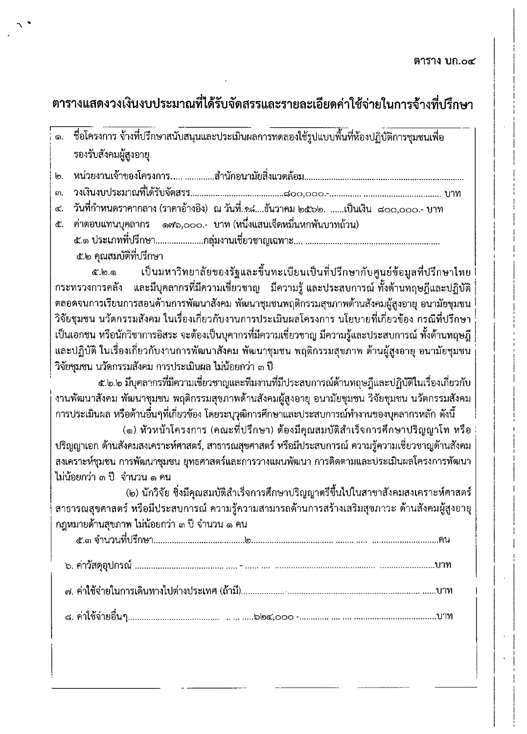ตาราง บก.๐๔

# ตารางแสดงวงเงินงบประมาณที่ได้รับจัดสรรและรายละเอียดค่าใช้จ่ายในการจ้างที่ปรึกษา

๑. ชื่อโครงการ จ้างที่ปรึกษาสนับสนุนและประเมินผลการทดลองใช้รูปแบบพื้นที่ห้องปฏิบัติการชุมชนเพื่อรองรับสังคมผู้สูงอายุ

๒. หน่วยงานเจ้าของโครงการ..... .............สำนักอนามัยสิ่งแวดล้อม...............................................................

๓. วงเงินงบประมาณที่ได้รับจัดสรร...........................................๘๐๐,๐๐๐.-............. .................................. บาท

๔. วันที่กำหนดราคากลาง (ราคาอ้างอิง) ณ วันที่..๑๘....ธันวาคม ๒๕๖๒. ......เป็นเงิน ๘๐๐,๐๐๐.- บาท

๕. ค่าตอบแทนบุคลากร ๑๗๖,๐๐๐.- บาท (หนึ่งแสนเจ็ดหมื่นหกพันบาทถ้วน)

๕.๑ ประเภทที่ปรึกษา.....................กลุ่มงานเชี่ยวชาญเฉพาะ.... ...........................................................

๕.๒ คุณสมบัติที่ปรึกษา

๕.๒.๑ เป็นมหาวิทยาลัยของรัฐและขึ้นทะเบียนเป็นที่ปรึกษากับศูนย์ข้อมูลที่ปรึกษาไทย กระทรวงการคลัง และมีบุคลากรที่มีความเชี่ยวชาญ มีความรู้ และประสบการณ์ ทั้งด้านทฤษฎีและปฏิบัติ ตลอดจนการเรียนการสอนด้านการพัฒนาสังคม พัฒนาชุมชนพฤติกรรมสุขภาพด้านสังคมผู้สูงอายุ อนามัยชุมชน วิจัยชุมชน นวัตกรรมสังคม ในเรื่องเกี่ยวกับงานการประเมินผลโครงการ นโยบายที่เกี่ยวข้อง กรณีที่ปรึกษาเป็นเอกชน หรือนักวิชาการอิสระ จะต้องเป็นบุคากรที่มีความเชี่ยวชาญ มีความรู้และประสบการณ์ ทั้งด้านทฤษฎีและปฏิบัติ ในเรื่องเกี่ยวกับงานการพัฒนาสังคม พัฒนาชุมชน พฤติกรรมสุขภาพ ด้านผู้สูงอายุ อนามัยชุมชน วิจัยชุมชน นวัตกรรมสังคม การประเมินผล ไม่น้อยกว่า ๓ ปี

๕.๒.๒ มีบุคลากรที่มีความเชี่ยวชาญและทีมงานที่มีประสบการณ์ด้านทฤษฎีและปฏิบัติในเรื่องเกี่ยวกับงานพัฒนาสังคม พัฒนาชุมชน พฤติกรรมสุขภาพด้านสังคมผู้สูงอายุ อนามัยชุมชน วิจัยชุมชน นวัตกรรมสังคม การประเมินผล หรือด้านอื่นๆที่เกี่ยวข้อง โดยระบุวุฒิการศึกษาและประสบการณ์ทำงานของบุคลากรหลัก ดังนี้

(๑) หัวหน้าโครงการ (คณะที่ปรึกษา) ต้องมีคุณสมบัติสำเร็จการศึกษาปริญญาโท หรือปริญญาเอก ด้านสังคมสงเคราะห์ศาสตร์, สาธารณสุขศาสตร์ หรือมีประสบการณ์ ความรู้ความเชี่ยวชาญด้านสังคมสงเคราะห์ชุมชน การพัฒนาชุมชน ยุทธศาสตร์และการวางแผนพัฒนา การติดตามและประเมินผลโครงการพัฒนา ไม่น้อยกว่า ๓ ปี จำนวน ๑ คน

(๒) นักวิจัย ซึ่งมีคุณสมบัติสำเร็จการศึกษาปริญญาตรีขึ้นไปในสาขาสังคมสงเคราะห์ศาสตร์ สาธารณสุขศาสตร์ หรือมีประสบการณ์ ความรู้ความสามารถด้านการสร้างเสริมสุขภาวะ ด้านสังคมผู้สูงอายุ กฎหมายด้านสุขภาพ ไม่น้อยกว่า ๓ ปี จำนวน ๑ คน

๕.๓ จำนวนที่ปรึกษา.........................................๒................................................................................คน

๖. ค่าวัสดุอุปกรณ์ ........................................ ..... - ...... .... ................................................ .........................บาท

๗. ค่าใช้จ่ายในการเดินทางไปต่างประเทศ (ถ้ามี)................................................................................................ ......บาท

๘. ค่าใช้จ่ายอื่นๆ......................................... .. ... .....๖๒๔,๐๐๐ -............. .... .... .....................................บาท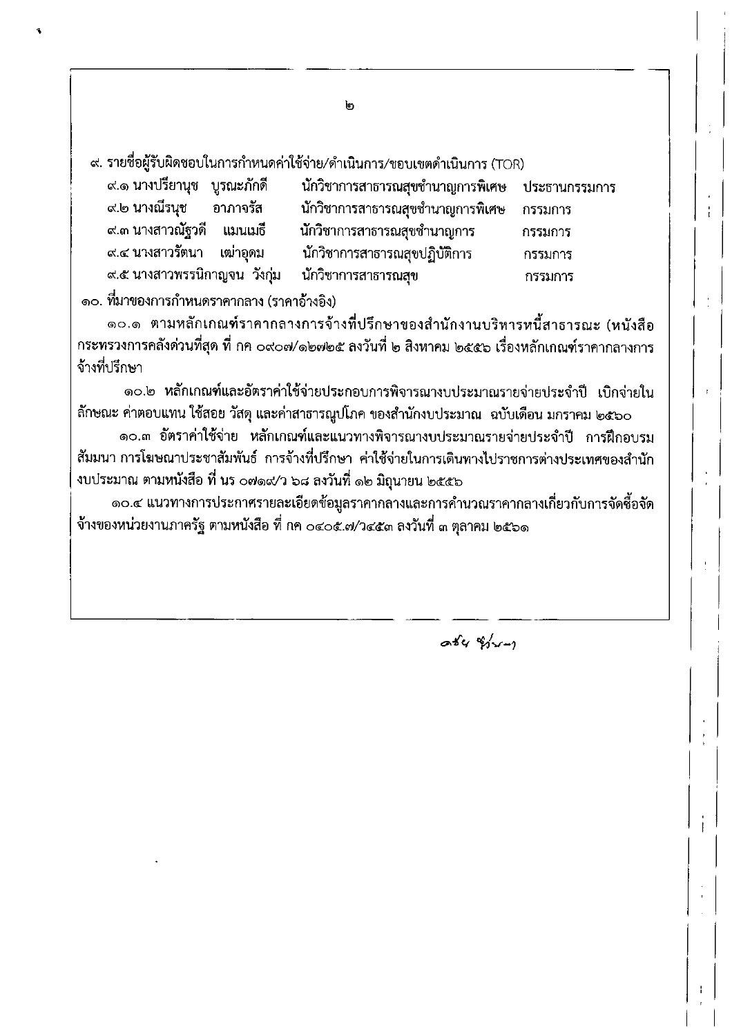๙. รายชื่อผู้รับผิดชอบในการกำหนดค่าใช้จ่าย/ดำเนินการ/ขอบเขตดำเนินการ (TOR)

| | | |
|---|---|---|
| ๙.๑ นางปรียานุช บูรณะภักดี | นักวิชาการสาธารณสุขชำนาญการพิเศษ | ประธานกรรมการ |
| ๙.๒ นางณีรนุช อาภาจรัส | นักวิชาการสาธารณสุขชำนาญการพิเศษ | กรรมการ |
| ๙.๓ นางสาวณัฐวดี แมนเมธี | นักวิชาการสาธารณสุขชำนาญการ | กรรมการ |
| ๙.๔ นางสาวรัตนา เฒ่าอุดม | นักวิชาการสาธารณสุขปฏิบัติการ | กรรมการ |
| ๙.๕ นางสาวพรรนิกาญจน วังกุ่ม | นักวิชาการสาธารณสุข | กรรมการ |

๑๐. ที่มาของการกำหนดราคากลาง (ราคาอ้างอิง)

๑๐.๑ ตามหลักเกณฑ์ราคากลางการจ้างที่ปรึกษาของสำนักงานบริหารหนี้สาธารณะ (หนังสือกระทรวงการคลังด่วนที่สุด ที่ กค ๐๙๐๗/๑๒๗๒๕ ลงวันที่ ๒ สิงหาคม ๒๕๕๖ เรื่องหลักเกณฑ์ราคากลางการจ้างที่ปรึกษา

๑๐.๒ หลักเกณฑ์และอัตราค่าใช้จ่ายประกอบการพิจารณางบประมาณรายจ่ายประจำปี เบิกจ่ายในลักษณะ ค่าตอบแทน ใช้สอย วัสดุ และค่าสาธารณูปโภค ของสำนักงบประมาณ ฉบับเดือน มกราคม ๒๕๖๐

๑๐.๓ อัตราค่าใช้จ่าย หลักเกณฑ์และแนวทางพิจารณางบประมาณรายจ่ายประจำปี การฝึกอบรม สัมมนา การโฆษณาประชาสัมพันธ์ การจ้างที่ปรึกษา ค่าใช้จ่ายในการเดินทางไปราชการต่างประเทศของสำนักงบประมาณ ตามหนังสือ ที่ นร ๐๗๑๙/ว ๖๘ ลงวันที่ ๑๒ มิถุนายน ๒๕๕๖

๑๐.๔ แนวทางการประกาศรายละเอียดข้อมูลราคากลางและการคำนวณราคากลางเกี่ยวกับการจัดซื้อจัดจ้างของหน่วยงานภาครัฐ ตามหนังสือ ที่ กค ๐๔๐๕.๗/ว๔๕๓ ลงวันที่ ๓ ตุลาคม ๒๕๖๑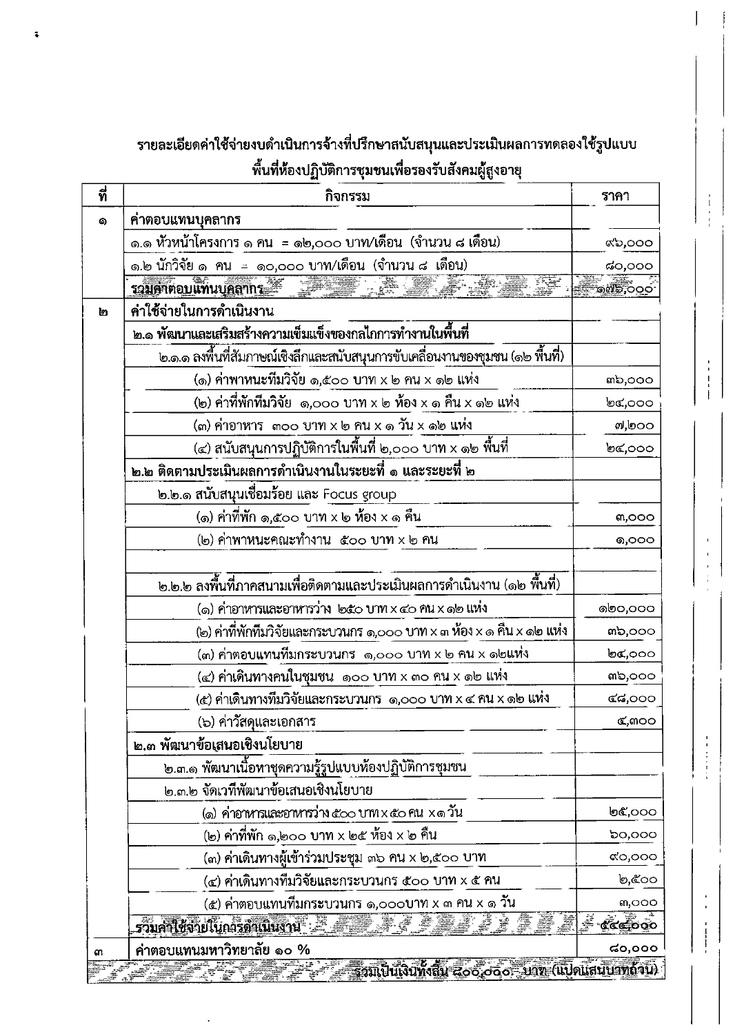## รายละเอียดค่าใช้จ่ายงบดำเนินการจ้างที่ปรึกษาสนับสนุนและประเมินผลการทดลองใช้รูปแบบพื้นที่ห้องปฏิบัติการชุมชนเพื่อรองรับสังคมผู้สูงอายุ

| ที่ | กิจกรรม | ราคา |
|---|---|---|
| ๑ | ค่าตอบแทนบุคลากร | |
| | ๑.๑ หัวหน้าโครงการ ๑ คน = ๑๒,๐๐๐ บาท/เดือน (จำนวน ๘ เดือน) | ๙๖,๐๐๐ |
| | ๑.๒ นักวิจัย ๑ คน = ๑๐,๐๐๐ บาท/เดือน (จำนวน ๘ เดือน) | ๘๐,๐๐๐ |
| | รวมค่าตอบแทนบุคลากร | ๑๗๖,๐๐๐ |
| ๒ | ค่าใช้จ่ายในการดำเนินงาน | |
| | ๒.๑ พัฒนาและเสริมสร้างความเข้มแข็งของกลไกการทำงานในพื้นที่ | |
| | ๒.๑.๑ ลงพื้นที่สัมภาษณ์เชิงลึกและสนับสนุนการขับเคลื่อนงานของชุมชน (๑๒ พื้นที่) | |
| | (๑) ค่าพาหนะทีมวิจัย ๑,๕๐๐ บาท x ๒ คน x ๑๒ แห่ง | ๓๖,๐๐๐ |
| | (๒) ค่าที่พักทีมวิจัย ๑,๐๐๐ บาท x ๒ ห้อง x ๑ คืน x ๑๒ แห่ง | ๒๔,๐๐๐ |
| | (๓) ค่าอาหาร ๓๐๐ บาท x ๒ คน x ๑ วัน x ๑๒ แห่ง | ๗,๒๐๐ |
| | (๔) สนับสนุนการปฏิบัติการในพื้นที่ ๒,๐๐๐ บาท x ๑๒ พื้นที่ | ๒๔,๐๐๐ |
| | ๒.๒ ติดตามประเมินผลการดำเนินงานในระยะที่ ๑ และระยะที่ ๒ | |
| | ๒.๒.๑ สนับสนุนเชื่อมร้อย และ Focus group | |
| | (๑) ค่าที่พัก ๑,๕๐๐ บาท x ๒ ห้อง x ๑ คืน | ๓,๐๐๐ |
| | (๒) ค่าพาหนะคณะทำงาน ๕๐๐ บาท x ๒ คน | ๑,๐๐๐ |
| | | |
| | ๒.๒.๒ ลงพื้นที่ภาคสนามเพื่อติดตามและประเมินผลการดำเนินงาน (๑๒ พื้นที่) | |
| | (๑) ค่าอาหารและอาหารว่าง ๒๕๐ บาท x ๔๐ คน x ๑๒ แห่ง | ๑๒๐,๐๐๐ |
| | (๒) ค่าที่พักทีมวิจัยและกระบวนกร ๑,๐๐๐ บาท x ๓ ห้อง x ๑ คืน x ๑๒ แห่ง | ๓๖,๐๐๐ |
| | (๓) ค่าตอบแทนทีมกระบวนกร ๑,๐๐๐ บาท x ๒ คน x ๑๒แห่ง | ๒๔,๐๐๐ |
| | (๔) ค่าเดินทางคนในชุมชน ๑๐๐ บาท x ๓๐ คน x ๑๒ แห่ง | ๓๖,๐๐๐ |
| | (๕) ค่าเดินทางทีมวิจัยและกระบวนกร ๑,๐๐๐ บาท x ๔ คน x ๑๒ แห่ง | ๔๘,๐๐๐ |
| | (๖) ค่าวัสดุและเอกสาร | ๔,๓๐๐ |
| | ๒.๓ พัฒนาข้อเสนอเชิงนโยบาย | |
| | ๒.๓.๑ พัฒนาเนื้อหาชุดความรู้รูปแบบห้องปฏิบัติการชุมชน | |
| | ๒.๓.๒ จัดเวทีพัฒนาข้อเสนอเชิงนโยบาย | |
| | (๑) ค่าอาหารและอาหารว่าง ๕๐๐ บาท x ๕๐ คน x ๑ วัน | ๒๕,๐๐๐ |
| | (๒) ค่าที่พัก ๑,๒๐๐ บาท x ๒๕ ห้อง x ๒ คืน | ๖๐,๐๐๐ |
| | (๓) ค่าเดินทางผู้เข้าร่วมประชุม ๓๖ คน x ๒,๕๐๐ บาท | ๙๐,๐๐๐ |
| | (๔) ค่าเดินทางทีมวิจัยและกระบวนกร ๕๐๐ บาท x ๕ คน | ๒,๕๐๐ |
| | (๕) ค่าตอบแทนทีมกระบวนกร ๑,๐๐๐บาท x ๓ คน x ๑ วัน | ๓,๐๐๐ |
| | รวมค่าใช้จ่ายในการดำเนินงาน | ๕๔๔,๐๐๐ |
| ๓ | ค่าตอบแทนมหาวิทยาลัย ๑๐ % | ๘๐,๐๐๐ |
| | รวมเป็นเงินทั้งสิ้น ๘๐๐,๐๐๐.- บาท (แปดแสนบาทถ้วน) | |